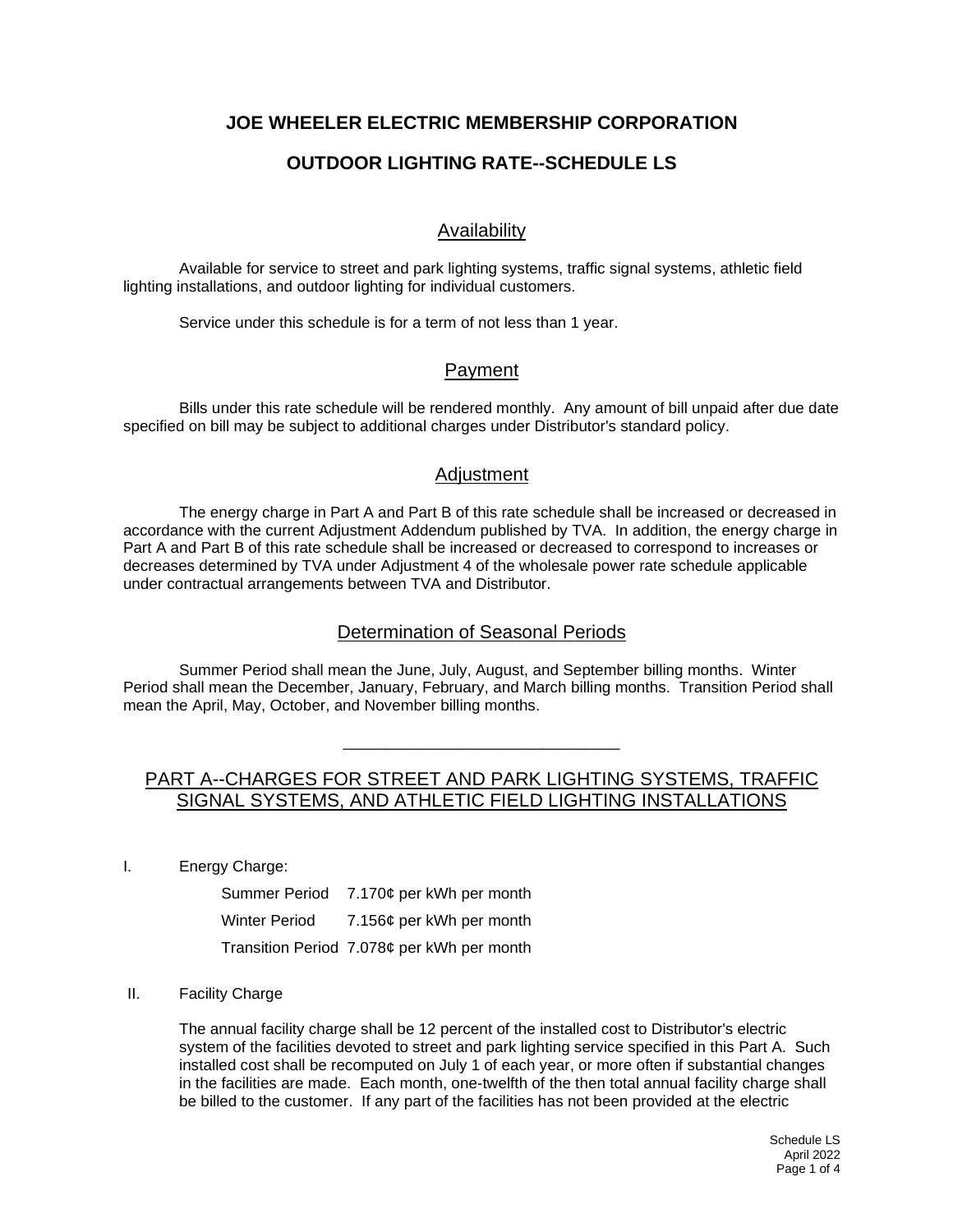# JOE WHEELER ELECTRIC MEMBERSHIP CORPORATION

# OUTDOOR LIGHTING RATE--SCHEDULE LS

## Availability

Available for service to street and park lighting systems, traffic signal systems, athletic field lighting installations, and outdoor lighting for individual customers.

Service under this schedule is for a term of not less than 1 year.

## Payment

Bills under this rate schedule will be rendered monthly. Any amount of bill unpaid after due date specified on bill may be subject to additional charges under Distributor's standard policy.

## Adjustment

The energy charge in Part A and Part B of this rate schedule shall be increased or decreased in accordance with the current Adjustment Addendum published by TVA. In addition, the energy charge in Part A and Part B of this rate schedule shall be increased or decreased to correspond to increases or decreases determined by TVA under Adjustment 4 of the wholesale power rate schedule applicable under contractual arrangements between TVA and Distributor.

## Determination of Seasonal Periods

Summer Period shall mean the June, July, August, and September billing months. Winter Period shall mean the December, January, February, and March billing months. Transition Period shall mean the April, May, October, and November billing months.

---

## PART A--CHARGES FOR STREET AND PARK LIGHTING SYSTEMS, TRAFFIC SIGNAL SYSTEMS, AND ATHLETIC FIELD LIGHTING INSTALLATIONS

I. Energy Charge:

| | |
|---|---|
| Summer Period | 7.170¢ per kWh per month |
| Winter Period | 7.156¢ per kWh per month |
| Transition Period | 7.078¢ per kWh per month |

II. Facility Charge

The annual facility charge shall be 12 percent of the installed cost to Distributor's electric system of the facilities devoted to street and park lighting service specified in this Part A. Such installed cost shall be recomputed on July 1 of each year, or more often if substantial changes in the facilities are made. Each month, one-twelfth of the then total annual facility charge shall be billed to the customer. If any part of the facilities has not been provided at the electric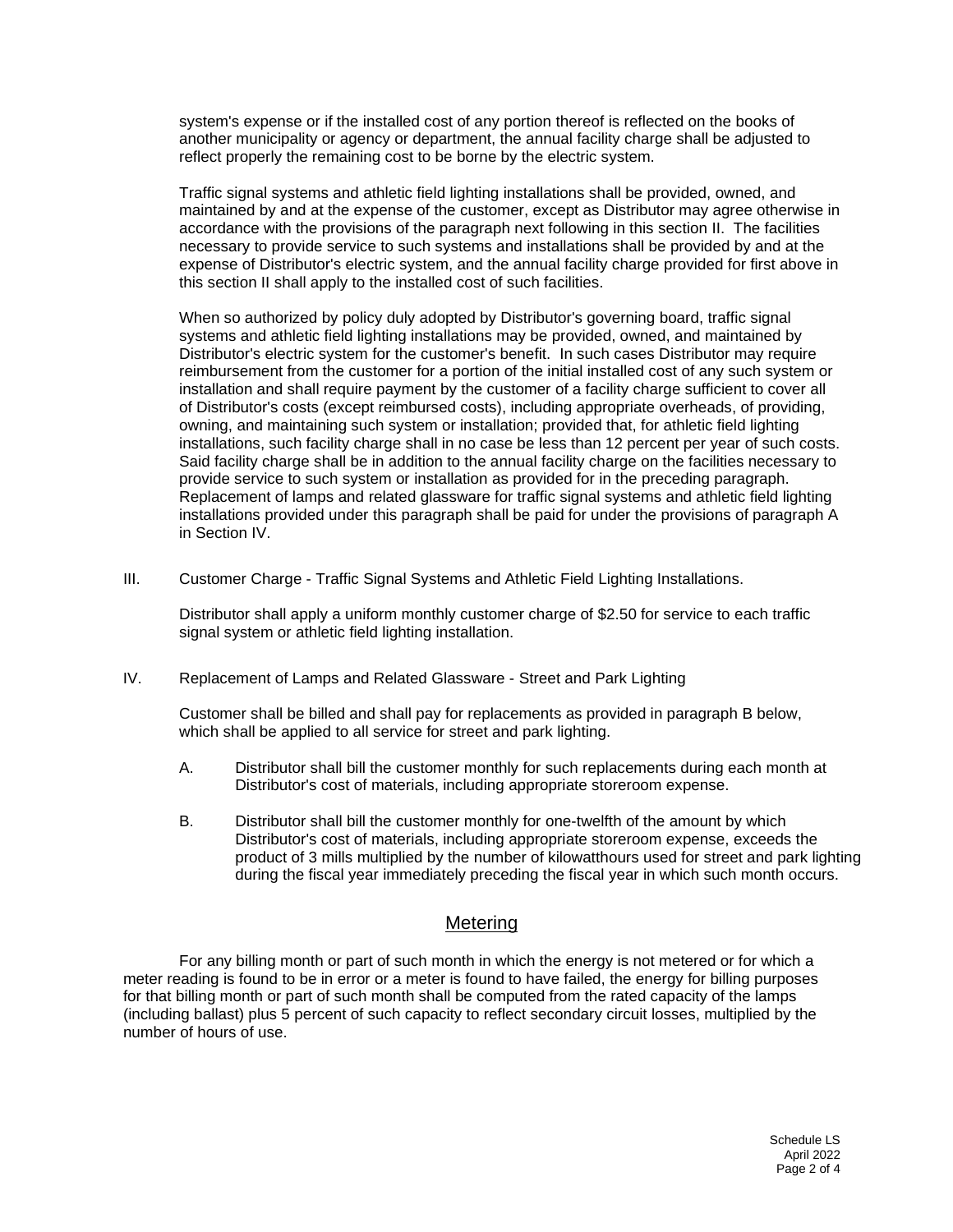system's expense or if the installed cost of any portion thereof is reflected on the books of another municipality or agency or department, the annual facility charge shall be adjusted to reflect properly the remaining cost to be borne by the electric system.

Traffic signal systems and athletic field lighting installations shall be provided, owned, and maintained by and at the expense of the customer, except as Distributor may agree otherwise in accordance with the provisions of the paragraph next following in this section II. The facilities necessary to provide service to such systems and installations shall be provided by and at the expense of Distributor's electric system, and the annual facility charge provided for first above in this section II shall apply to the installed cost of such facilities.

When so authorized by policy duly adopted by Distributor's governing board, traffic signal systems and athletic field lighting installations may be provided, owned, and maintained by Distributor's electric system for the customer's benefit. In such cases Distributor may require reimbursement from the customer for a portion of the initial installed cost of any such system or installation and shall require payment by the customer of a facility charge sufficient to cover all of Distributor's costs (except reimbursed costs), including appropriate overheads, of providing, owning, and maintaining such system or installation; provided that, for athletic field lighting installations, such facility charge shall in no case be less than 12 percent per year of such costs. Said facility charge shall be in addition to the annual facility charge on the facilities necessary to provide service to such system or installation as provided for in the preceding paragraph. Replacement of lamps and related glassware for traffic signal systems and athletic field lighting installations provided under this paragraph shall be paid for under the provisions of paragraph A in Section IV.

III. Customer Charge - Traffic Signal Systems and Athletic Field Lighting Installations.

Distributor shall apply a uniform monthly customer charge of $2.50 for service to each traffic signal system or athletic field lighting installation.

IV. Replacement of Lamps and Related Glassware - Street and Park Lighting

Customer shall be billed and shall pay for replacements as provided in paragraph B below, which shall be applied to all service for street and park lighting.

A. Distributor shall bill the customer monthly for such replacements during each month at Distributor's cost of materials, including appropriate storeroom expense.

B. Distributor shall bill the customer monthly for one-twelfth of the amount by which Distributor's cost of materials, including appropriate storeroom expense, exceeds the product of 3 mills multiplied by the number of kilowatthours used for street and park lighting during the fiscal year immediately preceding the fiscal year in which such month occurs.

## Metering

For any billing month or part of such month in which the energy is not metered or for which a meter reading is found to be in error or a meter is found to have failed, the energy for billing purposes for that billing month or part of such month shall be computed from the rated capacity of the lamps (including ballast) plus 5 percent of such capacity to reflect secondary circuit losses, multiplied by the number of hours of use.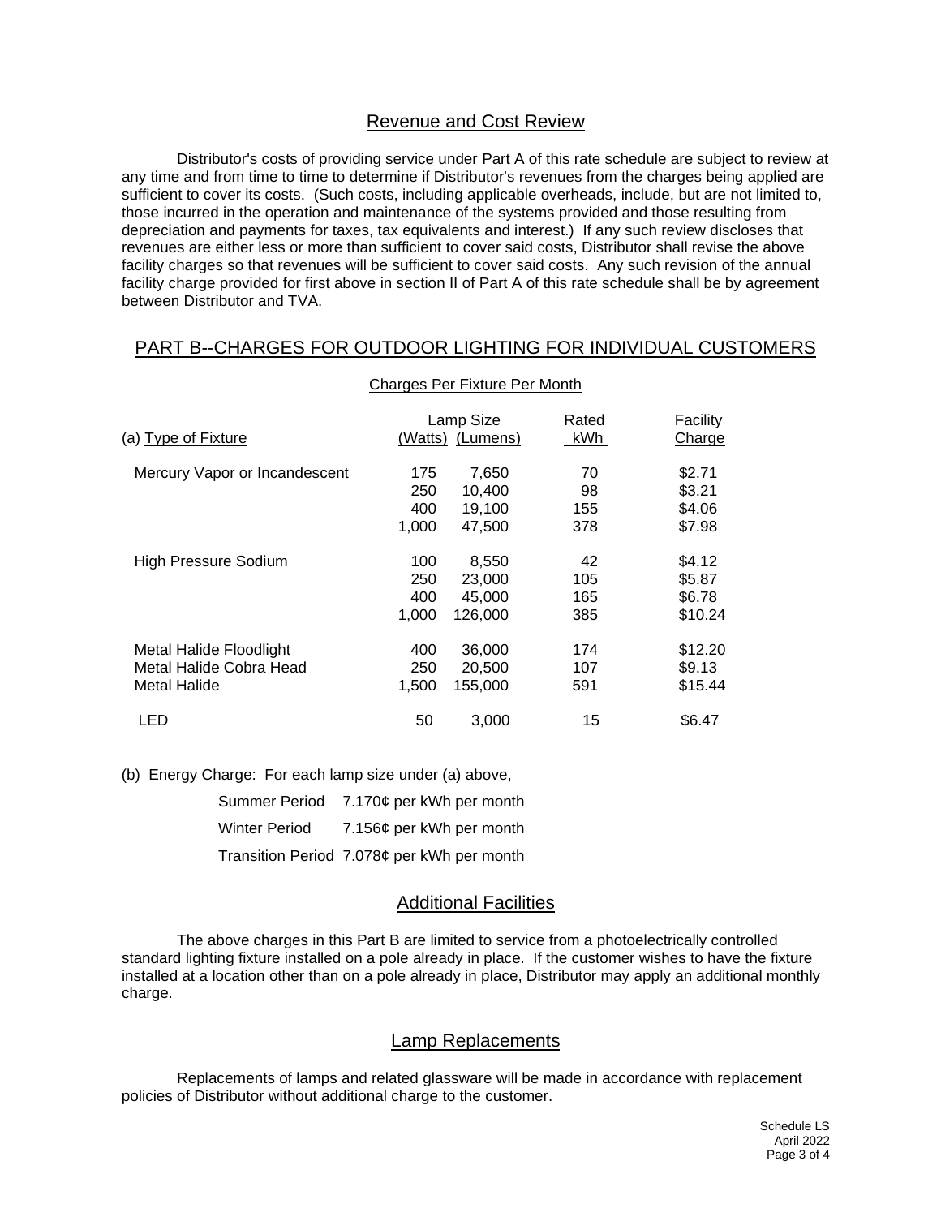## Revenue and Cost Review

Distributor's costs of providing service under Part A of this rate schedule are subject to review at any time and from time to time to determine if Distributor's revenues from the charges being applied are sufficient to cover its costs. (Such costs, including applicable overheads, include, but are not limited to, those incurred in the operation and maintenance of the systems provided and those resulting from depreciation and payments for taxes, tax equivalents and interest.) If any such review discloses that revenues are either less or more than sufficient to cover said costs, Distributor shall revise the above facility charges so that revenues will be sufficient to cover said costs. Any such revision of the annual facility charge provided for first above in section II of Part A of this rate schedule shall be by agreement between Distributor and TVA.

## PART B--CHARGES FOR OUTDOOR LIGHTING FOR INDIVIDUAL CUSTOMERS

Charges Per Fixture Per Month

| (a) Type of Fixture | Lamp Size (Watts) | Lamp Size (Lumens) | Rated kWh | Facility Charge |
|---|---|---|---|---|
| Mercury Vapor or Incandescent | 175 | 7,650 | 70 | $2.71 |
| | 250 | 10,400 | 98 | $3.21 |
| | 400 | 19,100 | 155 | $4.06 |
| | 1,000 | 47,500 | 378 | $7.98 |
| High Pressure Sodium | 100 | 8,550 | 42 | $4.12 |
| | 250 | 23,000 | 105 | $5.87 |
| | 400 | 45,000 | 165 | $6.78 |
| | 1,000 | 126,000 | 385 | $10.24 |
| Metal Halide Floodlight | 400 | 36,000 | 174 | $12.20 |
| Metal Halide Cobra Head | 250 | 20,500 | 107 | $9.13 |
| Metal Halide | 1,500 | 155,000 | 591 | $15.44 |
| LED | 50 | 3,000 | 15 | $6.47 |

(b) Energy Charge: For each lamp size under (a) above,

Summer Period 7.170¢ per kWh per month

Winter Period 7.156¢ per kWh per month

Transition Period 7.078¢ per kWh per month

## Additional Facilities

The above charges in this Part B are limited to service from a photoelectrically controlled standard lighting fixture installed on a pole already in place. If the customer wishes to have the fixture installed at a location other than on a pole already in place, Distributor may apply an additional monthly charge.

## Lamp Replacements

Replacements of lamps and related glassware will be made in accordance with replacement policies of Distributor without additional charge to the customer.

Schedule LS
April 2022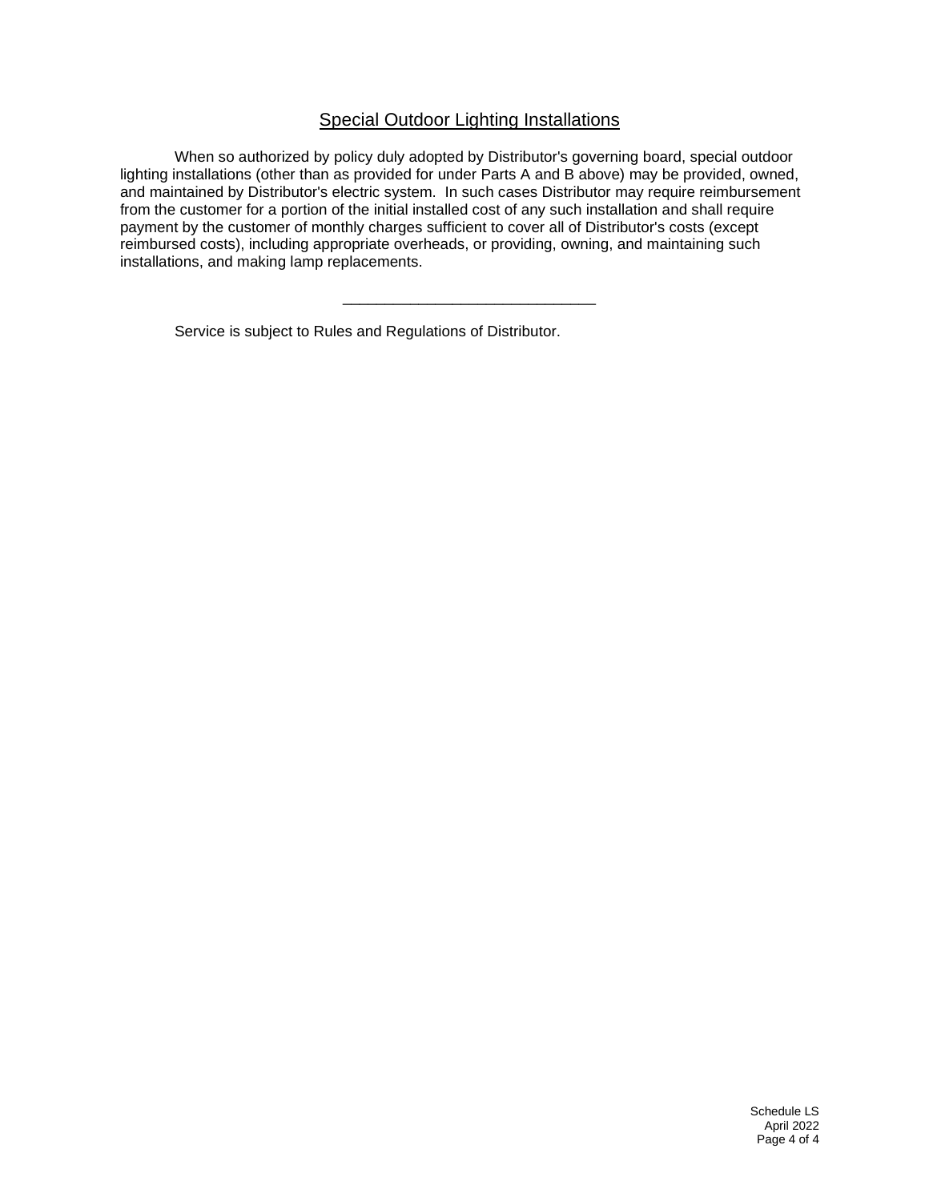## Special Outdoor Lighting Installations

When so authorized by policy duly adopted by Distributor's governing board, special outdoor lighting installations (other than as provided for under Parts A and B above) may be provided, owned, and maintained by Distributor's electric system. In such cases Distributor may require reimbursement from the customer for a portion of the initial installed cost of any such installation and shall require payment by the customer of monthly charges sufficient to cover all of Distributor's costs (except reimbursed costs), including appropriate overheads, or providing, owning, and maintaining such installations, and making lamp replacements.

---

Service is subject to Rules and Regulations of Distributor.